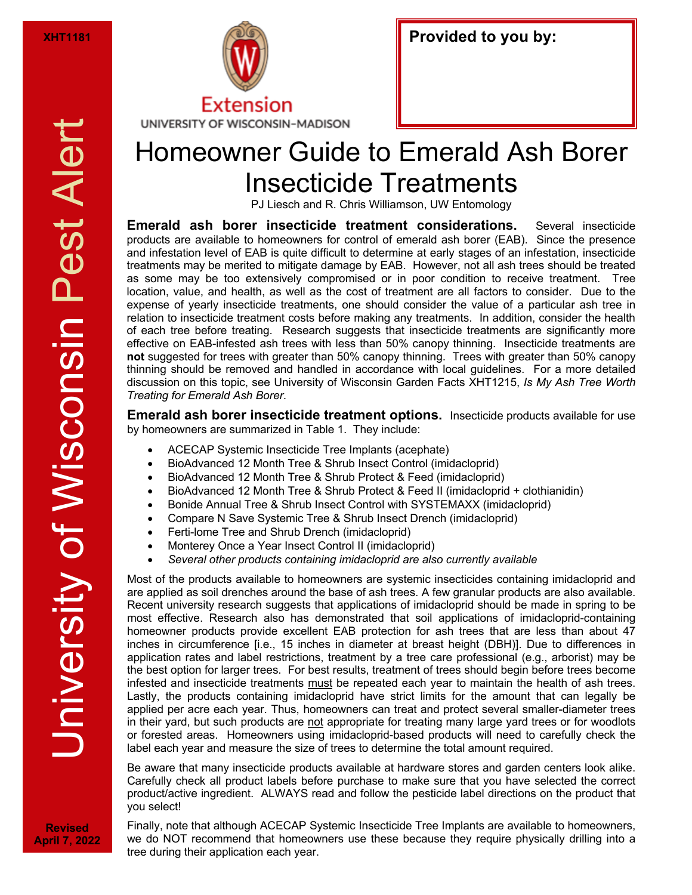XHT1181

University of Wisconsin Pest Alert

Extension
UNIVERSITY OF WISCONSIN-MADISON

**Provided to you by:**

# Homeowner Guide to Emerald Ash Borer Insecticide Treatments

PJ Liesch and R. Chris Williamson, UW Entomology

**Emerald ash borer insecticide treatment considerations.** Several insecticide products are available to homeowners for control of emerald ash borer (EAB). Since the presence and infestation level of EAB is quite difficult to determine at early stages of an infestation, insecticide treatments may be merited to mitigate damage by EAB. However, not all ash trees should be treated as some may be too extensively compromised or in poor condition to receive treatment. Tree location, value, and health, as well as the cost of treatment are all factors to consider. Due to the expense of yearly insecticide treatments, one should consider the value of a particular ash tree in relation to insecticide treatment costs before making any treatments. In addition, consider the health of each tree before treating. Research suggests that insecticide treatments are significantly more effective on EAB-infested ash trees with less than 50% canopy thinning. Insecticide treatments are **not** suggested for trees with greater than 50% canopy thinning. Trees with greater than 50% canopy thinning should be removed and handled in accordance with local guidelines. For a more detailed discussion on this topic, see University of Wisconsin Garden Facts XHT1215, *Is My Ash Tree Worth Treating for Emerald Ash Borer*.

**Emerald ash borer insecticide treatment options.** Insecticide products available for use by homeowners are summarized in Table 1. They include:

- ACECAP Systemic Insecticide Tree Implants (acephate)
- BioAdvanced 12 Month Tree & Shrub Insect Control (imidacloprid)
- BioAdvanced 12 Month Tree & Shrub Protect & Feed (imidacloprid)
- BioAdvanced 12 Month Tree & Shrub Protect & Feed II (imidacloprid + clothianidin)
- Bonide Annual Tree & Shrub Insect Control with SYSTEMAXX (imidacloprid)
- Compare N Save Systemic Tree & Shrub Insect Drench (imidacloprid)
- Ferti-lome Tree and Shrub Drench (imidacloprid)
- Monterey Once a Year Insect Control II (imidacloprid)
- *Several other products containing imidacloprid are also currently available*

Most of the products available to homeowners are systemic insecticides containing imidacloprid and are applied as soil drenches around the base of ash trees. A few granular products are also available. Recent university research suggests that applications of imidacloprid should be made in spring to be most effective. Research also has demonstrated that soil applications of imidacloprid-containing homeowner products provide excellent EAB protection for ash trees that are less than about 47 inches in circumference [i.e., 15 inches in diameter at breast height (DBH)]. Due to differences in application rates and label restrictions, treatment by a tree care professional (e.g., arborist) may be the best option for larger trees. For best results, treatment of trees should begin before trees become infested and insecticide treatments <u>must</u> be repeated each year to maintain the health of ash trees. Lastly, the products containing imidacloprid have strict limits for the amount that can legally be applied per acre each year. Thus, homeowners can treat and protect several smaller-diameter trees in their yard, but such products are <u>not</u> appropriate for treating many large yard trees or for woodlots or forested areas. Homeowners using imidacloprid-based products will need to carefully check the label each year and measure the size of trees to determine the total amount required.

Be aware that many insecticide products available at hardware stores and garden centers look alike. Carefully check all product labels before purchase to make sure that you have selected the correct product/active ingredient. ALWAYS read and follow the pesticide label directions on the product that you select!

Finally, note that although ACECAP Systemic Insecticide Tree Implants are available to homeowners, we do NOT recommend that homeowners use these because they require physically drilling into a tree during their application each year.

Revised April 7, 2022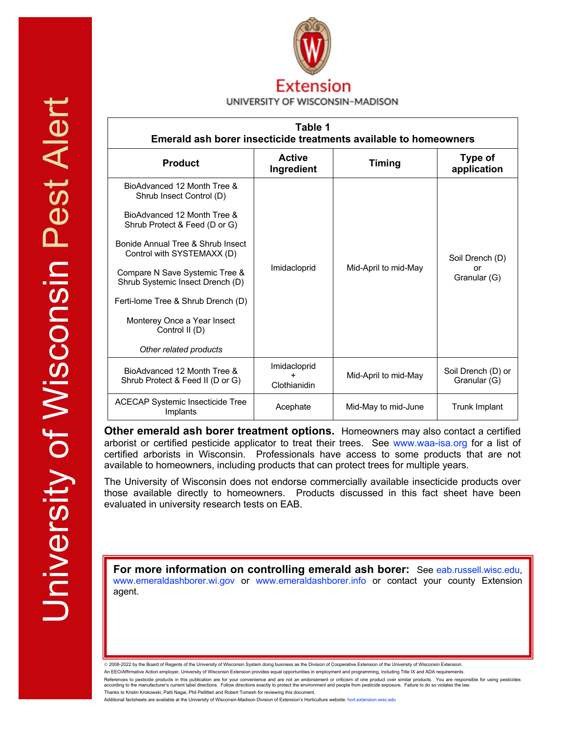**Table 1**
**Emerald ash borer insecticide treatments available to homeowners**

| Product | Active Ingredient | Timing | Type of application |
|---|---|---|---|
| BioAdvanced 12 Month Tree & Shrub Insect Control (D)<br><br>BioAdvanced 12 Month Tree & Shrub Protect & Feed (D or G)<br><br>Bonide Annual Tree & Shrub Insect Control with SYSTEMAXX (D)<br><br>Compare N Save Systemic Tree & Shrub Systemic Insect Drench (D)<br><br>Ferti-lome Tree & Shrub Drench (D)<br><br>Monterey Once a Year Insect Control II (D)<br><br>*Other related products* | Imidacloprid | Mid-April to mid-May | Soil Drench (D) or Granular (G) |
| BioAdvanced 12 Month Tree & Shrub Protect & Feed II (D or G) | Imidacloprid + Clothianidin | Mid-April to mid-May | Soil Drench (D) or Granular (G) |
| ACECAP Systemic Insecticide Tree Implants | Acephate | Mid-May to mid-June | Trunk Implant |

**Other emerald ash borer treatment options.** Homeowners may also contact a certified arborist or certified pesticide applicator to treat their trees. See www.waa-isa.org for a list of certified arborists in Wisconsin. Professionals have access to some products that are not available to homeowners, including products that can protect trees for multiple years.

The University of Wisconsin does not endorse commercially available insecticide products over those available directly to homeowners. Products discussed in this fact sheet have been evaluated in university research tests on EAB.

**For more information on controlling emerald ash borer:** See eab.russell.wisc.edu, www.emeraldashborer.wi.gov or www.emeraldashborer.info or contact your county Extension agent.

© 2008-2022 by the Board of Regents of the University of Wisconsin System doing business as the Division of Cooperative Extension of the University of Wisconsin Extension.

An EEO/Affirmative Action employer, University of Wisconsin Extension provides equal opportunities in employment and programming, including Title IX and ADA requirements.

References to pesticide products in this publication are for your convenience and are not an endorsement or criticism of one product over similar products. You are responsible for using pesticides according to the manufacturer's current label directions. Follow directions exactly to protect the environment and people from pesticide exposure. Failure to do so violates the law.

Thanks to Kristin Krokowski, Patti Nagai, Phil Pellitteri and Robert Tomesh for reviewing this document.

Additional factsheets are available at the University of Wisconsin-Madison Division of Extension's Horticulture website: hort.extension.wisc.edu